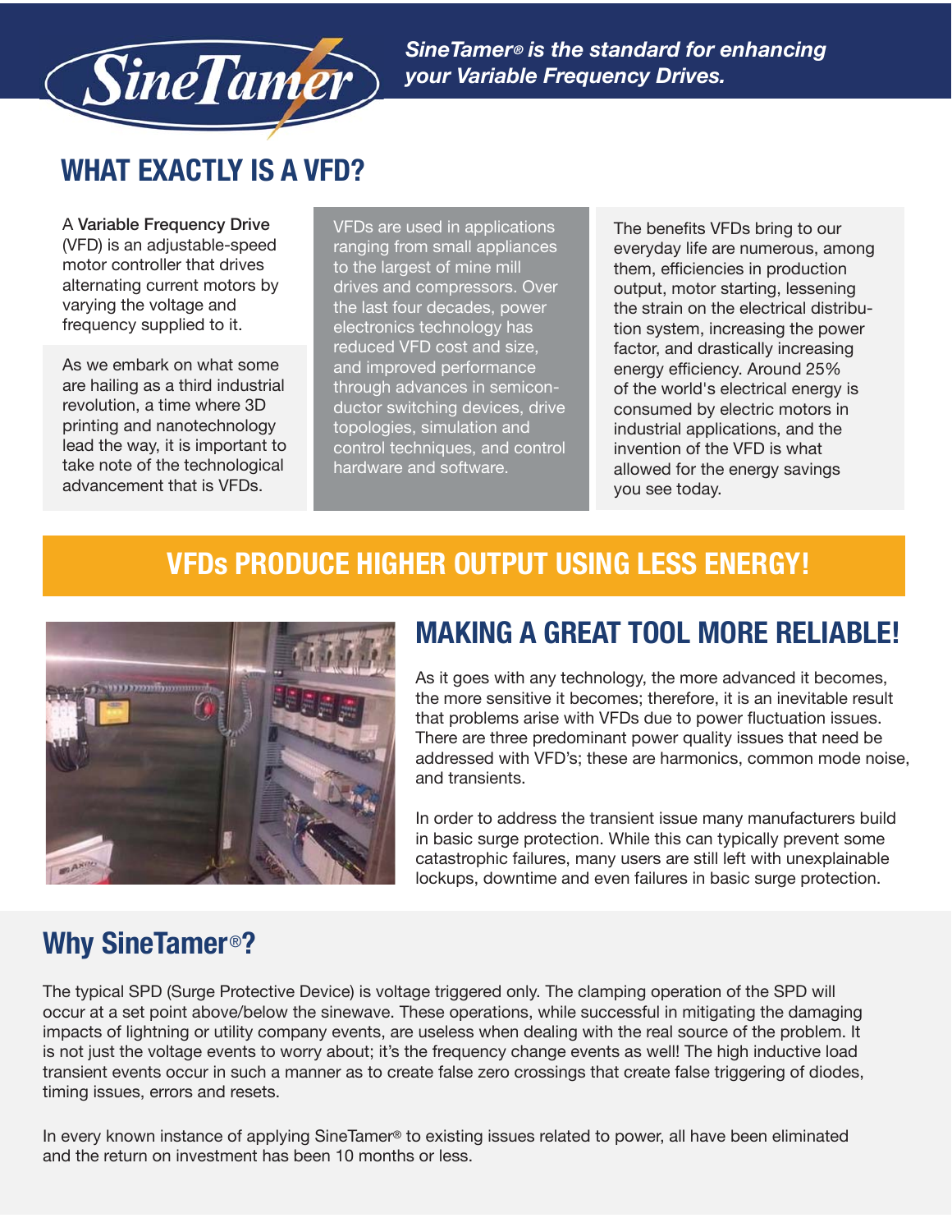**SineTamer**

***SineTamer® is the standard for enhancing your Variable Frequency Drives.***

## WHAT EXACTLY IS A VFD?

A **Variable Frequency Drive** (VFD) is an adjustable-speed motor controller that drives alternating current motors by varying the voltage and frequency supplied to it.

As we embark on what some are hailing as a third industrial revolution, a time where 3D printing and nanotechnology lead the way, it is important to take note of the technological advancement that is VFDs.

VFDs are used in applications ranging from small appliances to the largest of mine mill drives and compressors. Over the last four decades, power electronics technology has reduced VFD cost and size, and improved performance through advances in semiconductor switching devices, drive topologies, simulation and control techniques, and control hardware and software.

The benefits VFDs bring to our everyday life are numerous, among them, efficiencies in production output, motor starting, lessening the strain on the electrical distribution system, increasing the power factor, and drastically increasing energy efficiency. Around 25% of the world's electrical energy is consumed by electric motors in industrial applications, and the invention of the VFD is what allowed for the energy savings you see today.

## VFDs PRODUCE HIGHER OUTPUT USING LESS ENERGY!

## MAKING A GREAT TOOL MORE RELIABLE!

As it goes with any technology, the more advanced it becomes, the more sensitive it becomes; therefore, it is an inevitable result that problems arise with VFDs due to power fluctuation issues. There are three predominant power quality issues that need be addressed with VFD's; these are harmonics, common mode noise, and transients.

In order to address the transient issue many manufacturers build in basic surge protection. While this can typically prevent some catastrophic failures, many users are still left with unexplainable lockups, downtime and even failures in basic surge protection.

## Why SineTamer®?

The typical SPD (Surge Protective Device) is voltage triggered only. The clamping operation of the SPD will occur at a set point above/below the sinewave. These operations, while successful in mitigating the damaging impacts of lightning or utility company events, are useless when dealing with the real source of the problem. It is not just the voltage events to worry about; it's the frequency change events as well! The high inductive load transient events occur in such a manner as to create false zero crossings that create false triggering of diodes, timing issues, errors and resets.

In every known instance of applying SineTamer® to existing issues related to power, all have been eliminated and the return on investment has been 10 months or less.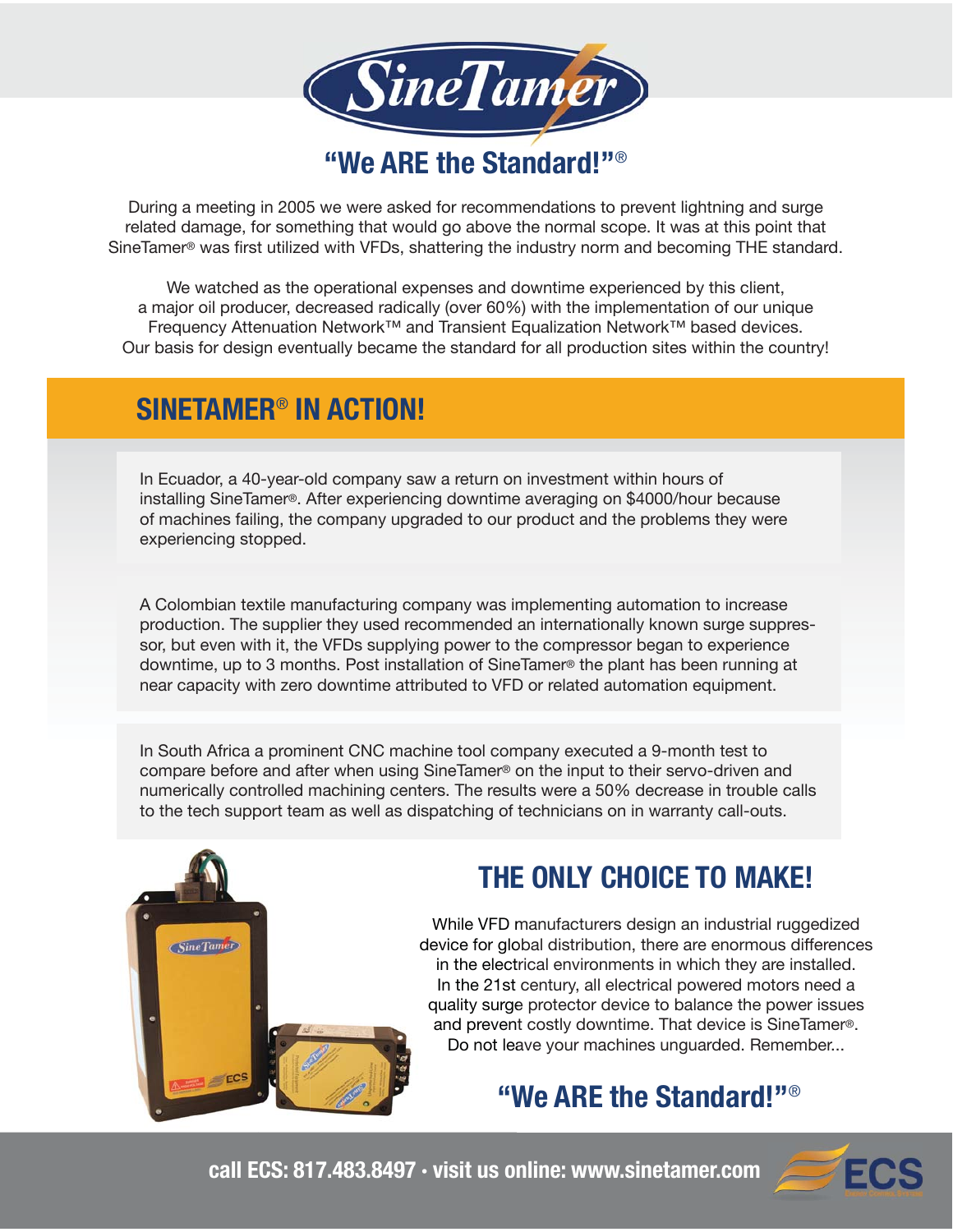# SineTamer

## "We ARE the Standard!"®

During a meeting in 2005 we were asked for recommendations to prevent lightning and surge related damage, for something that would go above the normal scope. It was at this point that SineTamer® was first utilized with VFDs, shattering the industry norm and becoming THE standard.

We watched as the operational expenses and downtime experienced by this client, a major oil producer, decreased radically (over 60%) with the implementation of our unique Frequency Attenuation Network™ and Transient Equalization Network™ based devices. Our basis for design eventually became the standard for all production sites within the country!

## SINETAMER® IN ACTION!

In Ecuador, a 40-year-old company saw a return on investment within hours of installing SineTamer®. After experiencing downtime averaging on $4000/hour because of machines failing, the company upgraded to our product and the problems they were experiencing stopped.

A Colombian textile manufacturing company was implementing automation to increase production. The supplier they used recommended an internationally known surge suppressor, but even with it, the VFDs supplying power to the compressor began to experience downtime, up to 3 months. Post installation of SineTamer® the plant has been running at near capacity with zero downtime attributed to VFD or related automation equipment.

In South Africa a prominent CNC machine tool company executed a 9-month test to compare before and after when using SineTamer® on the input to their servo-driven and numerically controlled machining centers. The results were a 50% decrease in trouble calls to the tech support team as well as dispatching of technicians on in warranty call-outs.

## THE ONLY CHOICE TO MAKE!

While VFD manufacturers design an industrial ruggedized device for global distribution, there are enormous differences in the electrical environments in which they are installed. In the 21st century, all electrical powered motors need a quality surge protector device to balance the power issues and prevent costly downtime. That device is SineTamer®. Do not leave your machines unguarded. Remember...

## "We ARE the Standard!"®

**call ECS: 817.483.8497 · visit us online: www.sinetamer.com**